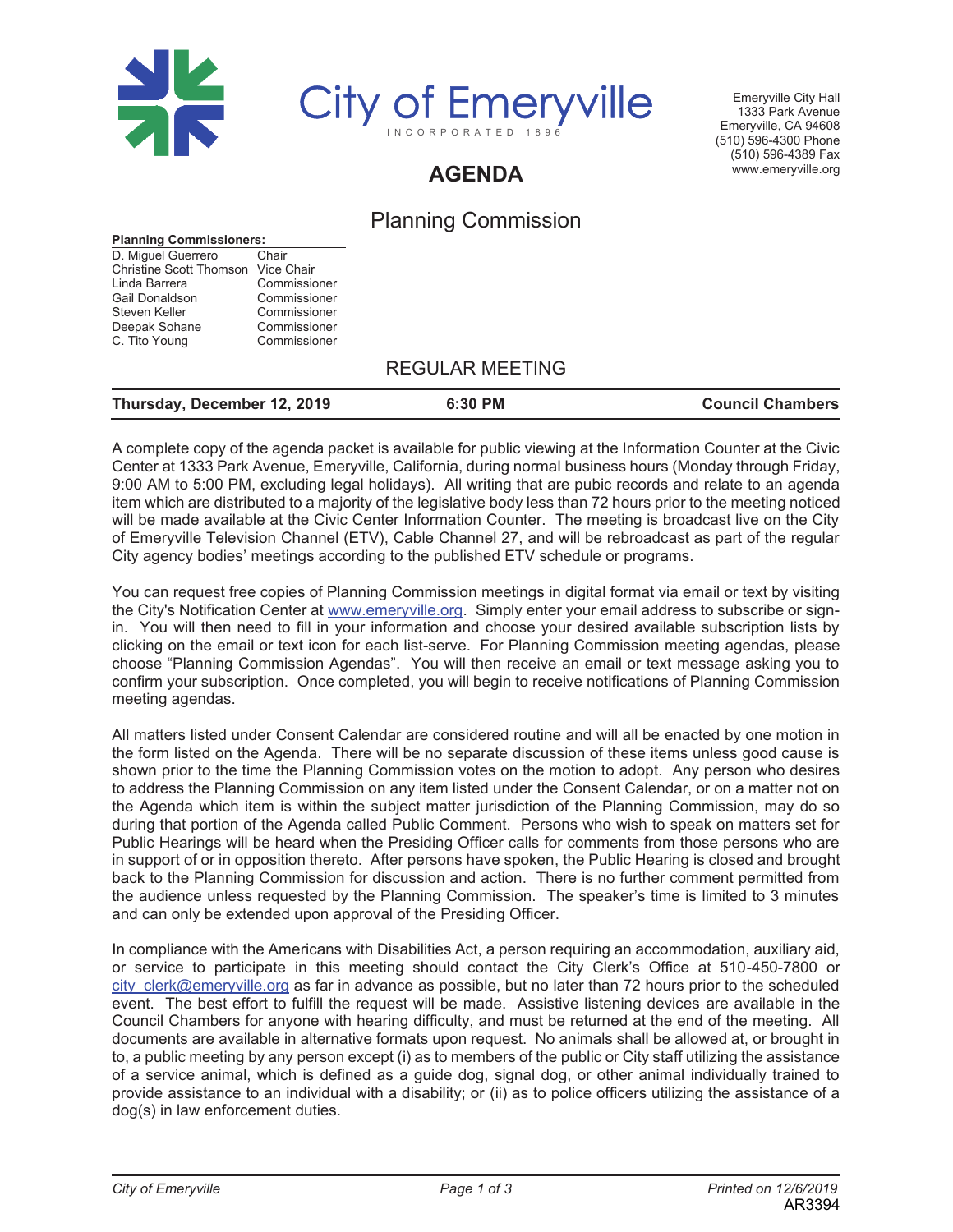# City of Emeryville

INCORPORATED 1896

Emeryville City Hall
1333 Park Avenue
Emeryville, CA 94608
(510) 596-4300 Phone
(510) 596-4389 Fax
www.emeryville.org

## AGENDA

## Planning Commission

**Planning Commissioners:**

| | |
|---|---|
| D. Miguel Guerrero | Chair |
| Christine Scott Thomson | Vice Chair |
| Linda Barrera | Commissioner |
| Gail Donaldson | Commissioner |
| Steven Keller | Commissioner |
| Deepak Sohane | Commissioner |
| C. Tito Young | Commissioner |

## REGULAR MEETING

**Thursday, December 12, 2019** | **6:30 PM** | **Council Chambers**

A complete copy of the agenda packet is available for public viewing at the Information Counter at the Civic Center at 1333 Park Avenue, Emeryville, California, during normal business hours (Monday through Friday, 9:00 AM to 5:00 PM, excluding legal holidays). All writing that are pubic records and relate to an agenda item which are distributed to a majority of the legislative body less than 72 hours prior to the meeting noticed will be made available at the Civic Center Information Counter. The meeting is broadcast live on the City of Emeryville Television Channel (ETV), Cable Channel 27, and will be rebroadcast as part of the regular City agency bodies' meetings according to the published ETV schedule or programs.

You can request free copies of Planning Commission meetings in digital format via email or text by visiting the City's Notification Center at www.emeryville.org. Simply enter your email address to subscribe or sign-in. You will then need to fill in your information and choose your desired available subscription lists by clicking on the email or text icon for each list-serve. For Planning Commission meeting agendas, please choose "Planning Commission Agendas". You will then receive an email or text message asking you to confirm your subscription. Once completed, you will begin to receive notifications of Planning Commission meeting agendas.

All matters listed under Consent Calendar are considered routine and will all be enacted by one motion in the form listed on the Agenda. There will be no separate discussion of these items unless good cause is shown prior to the time the Planning Commission votes on the motion to adopt. Any person who desires to address the Planning Commission on any item listed under the Consent Calendar, or on a matter not on the Agenda which item is within the subject matter jurisdiction of the Planning Commission, may do so during that portion of the Agenda called Public Comment. Persons who wish to speak on matters set for Public Hearings will be heard when the Presiding Officer calls for comments from those persons who are in support of or in opposition thereto. After persons have spoken, the Public Hearing is closed and brought back to the Planning Commission for discussion and action. There is no further comment permitted from the audience unless requested by the Planning Commission. The speaker's time is limited to 3 minutes and can only be extended upon approval of the Presiding Officer.

In compliance with the Americans with Disabilities Act, a person requiring an accommodation, auxiliary aid, or service to participate in this meeting should contact the City Clerk's Office at 510-450-7800 or city_clerk@emeryville.org as far in advance as possible, but no later than 72 hours prior to the scheduled event. The best effort to fulfill the request will be made. Assistive listening devices are available in the Council Chambers for anyone with hearing difficulty, and must be returned at the end of the meeting. All documents are available in alternative formats upon request. No animals shall be allowed at, or brought in to, a public meeting by any person except (i) as to members of the public or City staff utilizing the assistance of a service animal, which is defined as a guide dog, signal dog, or other animal individually trained to provide assistance to an individual with a disability; or (ii) as to police officers utilizing the assistance of a dog(s) in law enforcement duties.

AR3394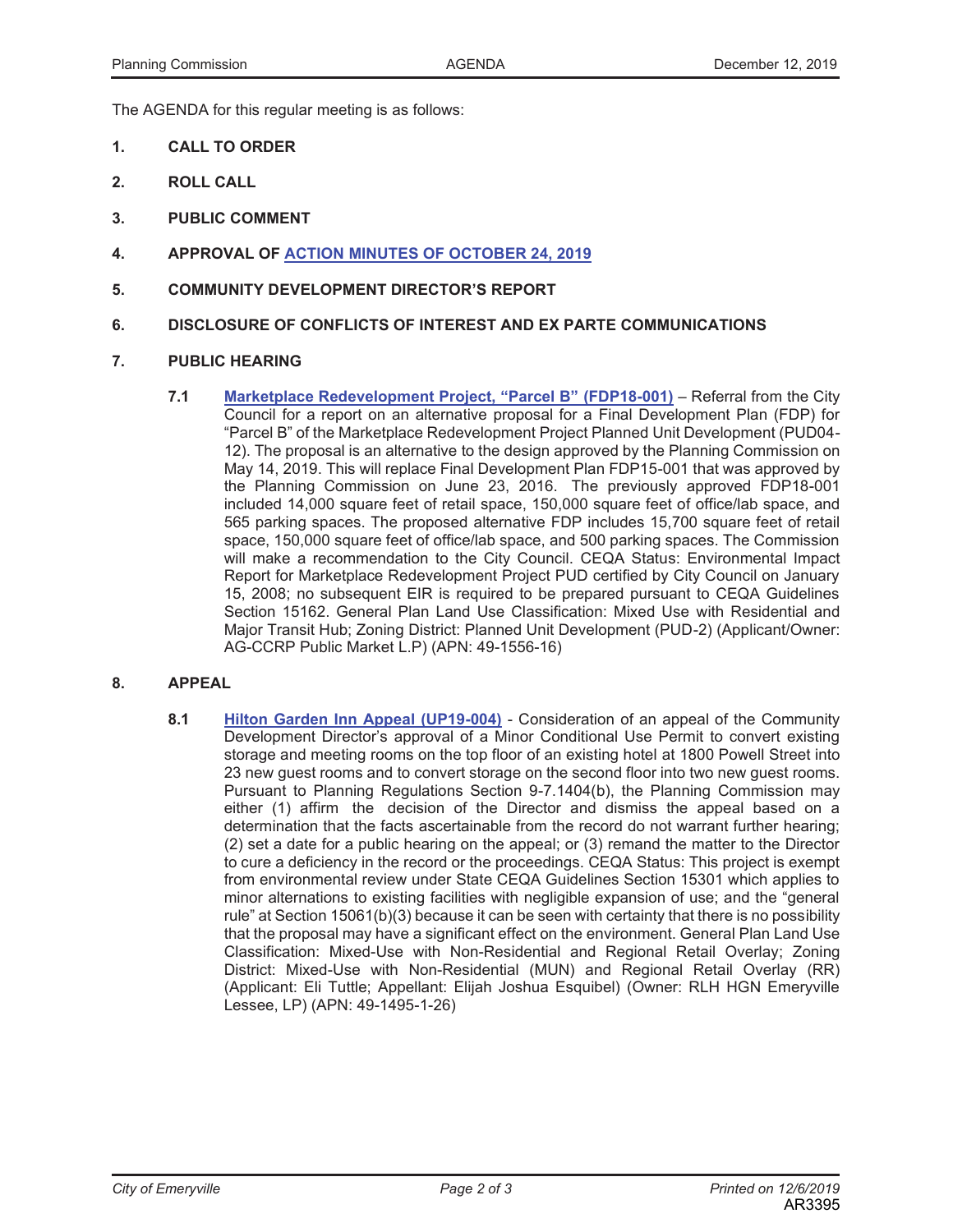The AGENDA for this regular meeting is as follows:

1. **CALL TO ORDER**

2. **ROLL CALL**

3. **PUBLIC COMMENT**

4. **APPROVAL OF ACTION MINUTES OF OCTOBER 24, 2019**

5. **COMMUNITY DEVELOPMENT DIRECTOR'S REPORT**

6. **DISCLOSURE OF CONFLICTS OF INTEREST AND EX PARTE COMMUNICATIONS**

7. **PUBLIC HEARING**

   **7.1** **Marketplace Redevelopment Project, "Parcel B" (FDP18-001)** – Referral from the City Council for a report on an alternative proposal for a Final Development Plan (FDP) for "Parcel B" of the Marketplace Redevelopment Project Planned Unit Development (PUD04-12). The proposal is an alternative to the design approved by the Planning Commission on May 14, 2019. This will replace Final Development Plan FDP15-001 that was approved by the Planning Commission on June 23, 2016. The previously approved FDP18-001 included 14,000 square feet of retail space, 150,000 square feet of office/lab space, and 565 parking spaces. The proposed alternative FDP includes 15,700 square feet of retail space, 150,000 square feet of office/lab space, and 500 parking spaces. The Commission will make a recommendation to the City Council. CEQA Status: Environmental Impact Report for Marketplace Redevelopment Project PUD certified by City Council on January 15, 2008; no subsequent EIR is required to be prepared pursuant to CEQA Guidelines Section 15162. General Plan Land Use Classification: Mixed Use with Residential and Major Transit Hub; Zoning District: Planned Unit Development (PUD-2) (Applicant/Owner: AG-CCRP Public Market L.P) (APN: 49-1556-16)

8. **APPEAL**

   **8.1** **Hilton Garden Inn Appeal (UP19-004)** - Consideration of an appeal of the Community Development Director's approval of a Minor Conditional Use Permit to convert existing storage and meeting rooms on the top floor of an existing hotel at 1800 Powell Street into 23 new guest rooms and to convert storage on the second floor into two new guest rooms. Pursuant to Planning Regulations Section 9-7.1404(b), the Planning Commission may either (1) affirm the decision of the Director and dismiss the appeal based on a determination that the facts ascertainable from the record do not warrant further hearing; (2) set a date for a public hearing on the appeal; or (3) remand the matter to the Director to cure a deficiency in the record or the proceedings. CEQA Status: This project is exempt from environmental review under State CEQA Guidelines Section 15301 which applies to minor alternations to existing facilities with negligible expansion of use; and the "general rule" at Section 15061(b)(3) because it can be seen with certainty that there is no possibility that the proposal may have a significant effect on the environment. General Plan Land Use Classification: Mixed-Use with Non-Residential and Regional Retail Overlay; Zoning District: Mixed-Use with Non-Residential (MUN) and Regional Retail Overlay (RR) (Applicant: Eli Tuttle; Appellant: Elijah Joshua Esquibel) (Owner: RLH HGN Emeryville Lessee, LP) (APN: 49-1495-1-26)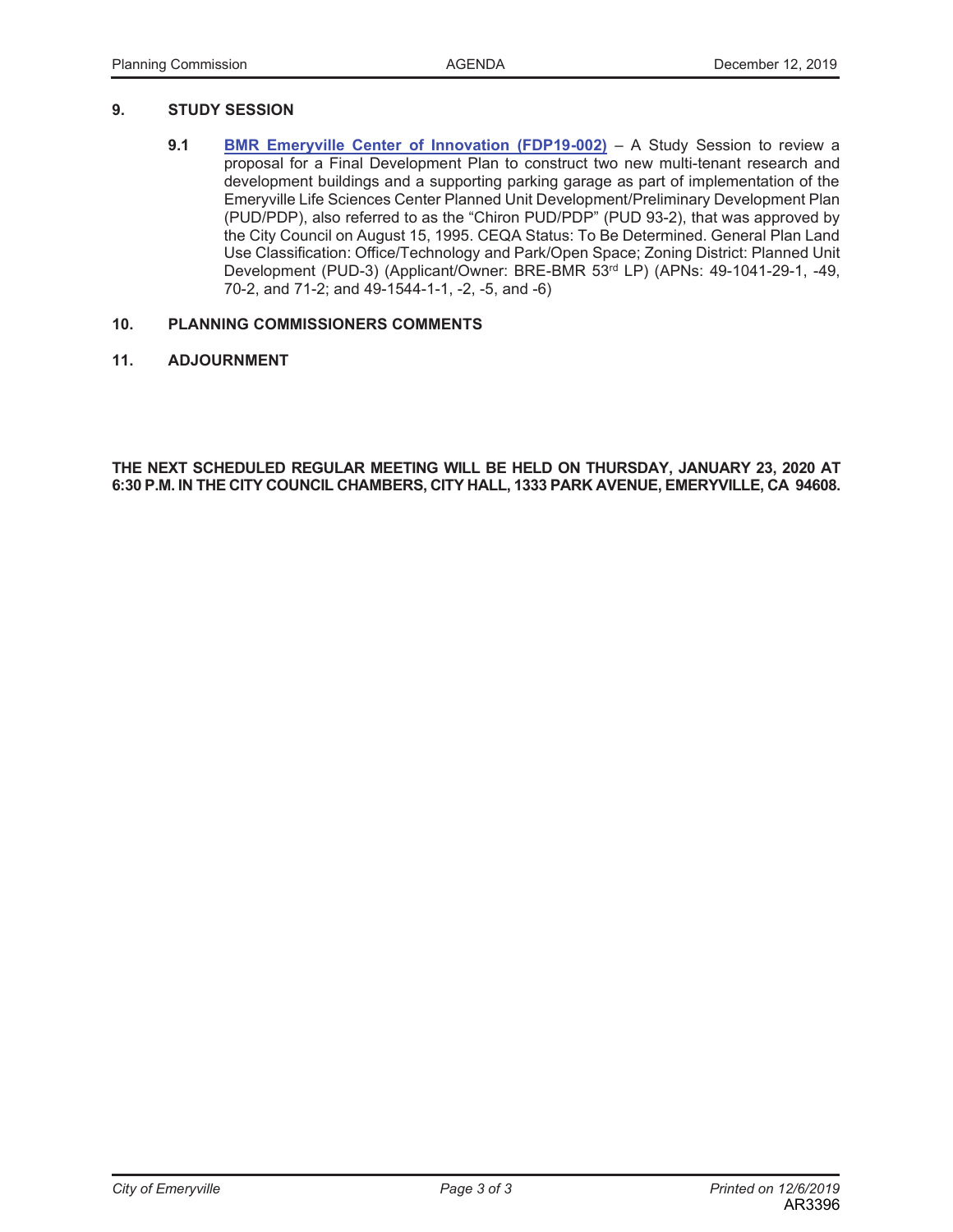## 9. STUDY SESSION

**9.1** **BMR Emeryville Center of Innovation (FDP19-002)** – A Study Session to review a proposal for a Final Development Plan to construct two new multi-tenant research and development buildings and a supporting parking garage as part of implementation of the Emeryville Life Sciences Center Planned Unit Development/Preliminary Development Plan (PUD/PDP), also referred to as the "Chiron PUD/PDP" (PUD 93-2), that was approved by the City Council on August 15, 1995. CEQA Status: To Be Determined. General Plan Land Use Classification: Office/Technology and Park/Open Space; Zoning District: Planned Unit Development (PUD-3) (Applicant/Owner: BRE-BMR 53rd LP) (APNs: 49-1041-29-1, -49, 70-2, and 71-2; and 49-1544-1-1, -2, -5, and -6)

## 10. PLANNING COMMISSIONERS COMMENTS

## 11. ADJOURNMENT

**THE NEXT SCHEDULED REGULAR MEETING WILL BE HELD ON THURSDAY, JANUARY 23, 2020 AT 6:30 P.M. IN THE CITY COUNCIL CHAMBERS, CITY HALL, 1333 PARK AVENUE, EMERYVILLE, CA 94608.**

AR3396